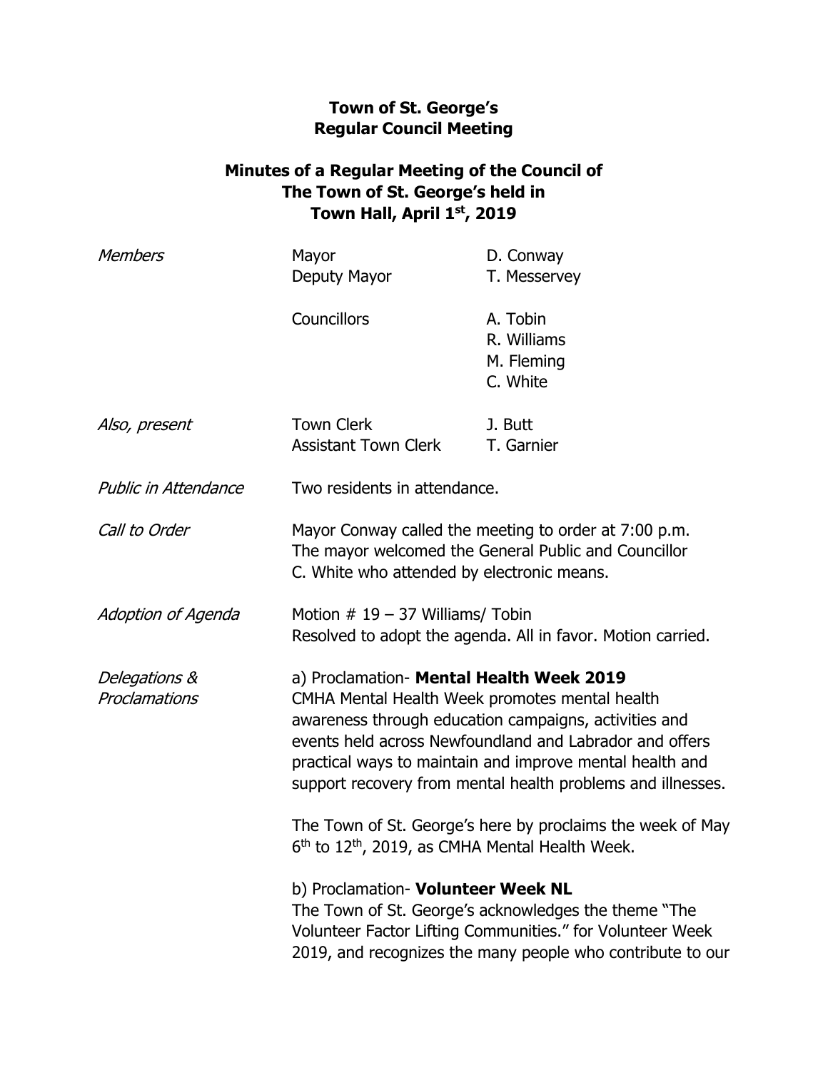**Town of St. George's**
**Regular Council Meeting**

**Minutes of a Regular Meeting of the Council of**
**The Town of St. George's held in**
**Town Hall, April 1st, 2019**

| | | |
|---|---|---|
| *Members* | Mayor | D. Conway |
| | Deputy Mayor | T. Messervey |
| | Councillors | A. Tobin |
| | | R. Williams |
| | | M. Fleming |
| | | C. White |
| *Also, present* | Town Clerk | J. Butt |
| | Assistant Town Clerk | T. Garnier |

*Public in Attendance*
Two residents in attendance.

*Call to Order*
Mayor Conway called the meeting to order at 7:00 p.m. The mayor welcomed the General Public and Councillor C. White who attended by electronic means.

*Adoption of Agenda*
Motion # 19 – 37 Williams/ Tobin
Resolved to adopt the agenda. All in favor. Motion carried.

*Delegations & Proclamations*

a) Proclamation- **Mental Health Week 2019**
CMHA Mental Health Week promotes mental health awareness through education campaigns, activities and events held across Newfoundland and Labrador and offers practical ways to maintain and improve mental health and support recovery from mental health problems and illnesses.

The Town of St. George's here by proclaims the week of May 6th to 12th, 2019, as CMHA Mental Health Week.

b) Proclamation- **Volunteer Week NL**
The Town of St. George's acknowledges the theme "The Volunteer Factor Lifting Communities." for Volunteer Week 2019, and recognizes the many people who contribute to our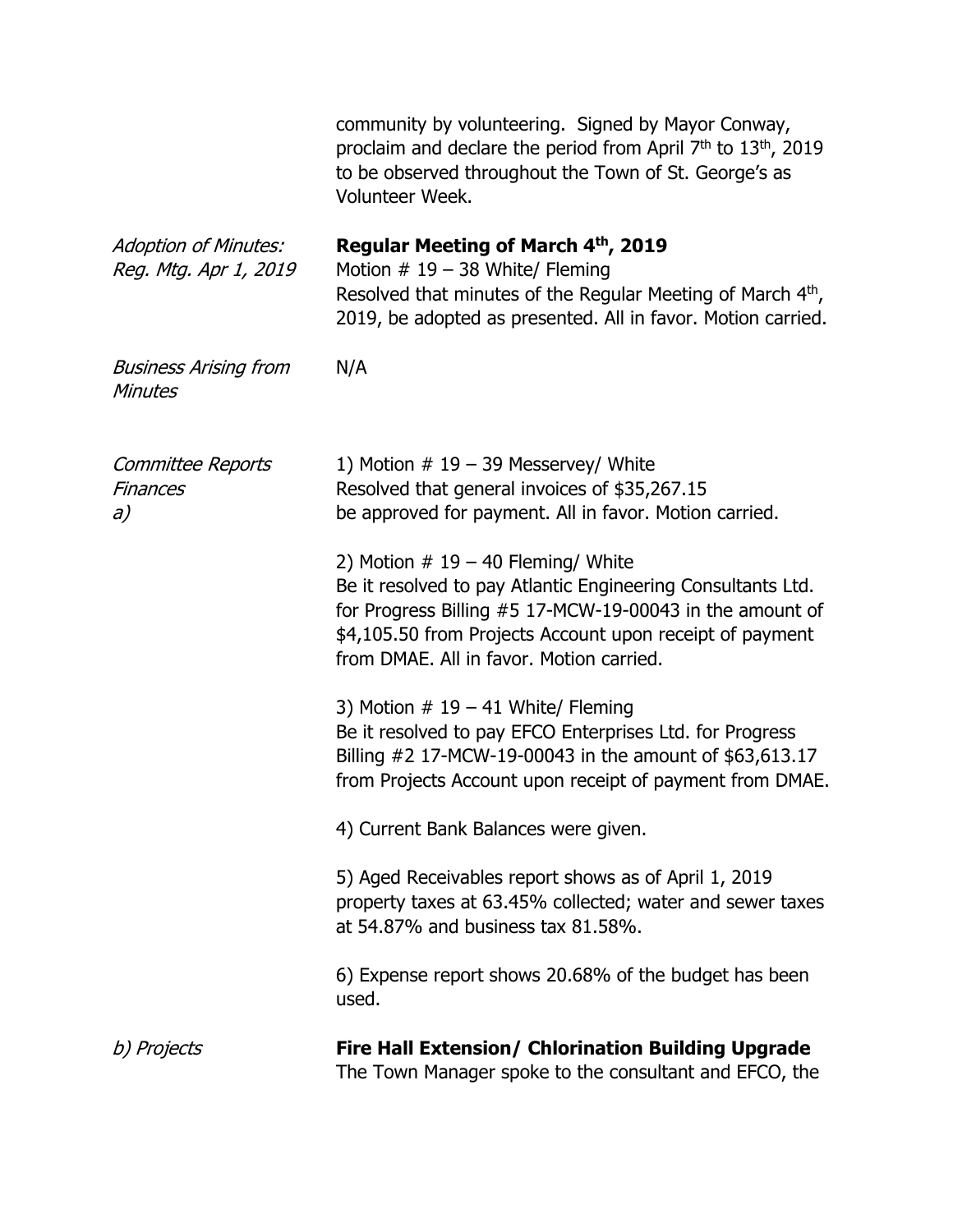community by volunteering. Signed by Mayor Conway, proclaim and declare the period from April 7th to 13th, 2019 to be observed throughout the Town of St. George's as Volunteer Week.

*Adoption of Minutes: Reg. Mtg. Apr 1, 2019*

**Regular Meeting of March 4th, 2019**
Motion # 19 – 38 White/ Fleming
Resolved that minutes of the Regular Meeting of March 4th, 2019, be adopted as presented. All in favor. Motion carried.

*Business Arising from Minutes*

N/A

*Committee Reports Finances a)*

1) Motion # 19 – 39 Messervey/ White
Resolved that general invoices of $35,267.15 be approved for payment. All in favor. Motion carried.

2) Motion # 19 – 40 Fleming/ White
Be it resolved to pay Atlantic Engineering Consultants Ltd. for Progress Billing #5 17-MCW-19-00043 in the amount of $4,105.50 from Projects Account upon receipt of payment from DMAE. All in favor. Motion carried.

3) Motion # 19 – 41 White/ Fleming
Be it resolved to pay EFCO Enterprises Ltd. for Progress Billing #2 17-MCW-19-00043 in the amount of $63,613.17 from Projects Account upon receipt of payment from DMAE.

4) Current Bank Balances were given.

5) Aged Receivables report shows as of April 1, 2019 property taxes at 63.45% collected; water and sewer taxes at 54.87% and business tax 81.58%.

6) Expense report shows 20.68% of the budget has been used.

*b) Projects*

**Fire Hall Extension/ Chlorination Building Upgrade**
The Town Manager spoke to the consultant and EFCO, the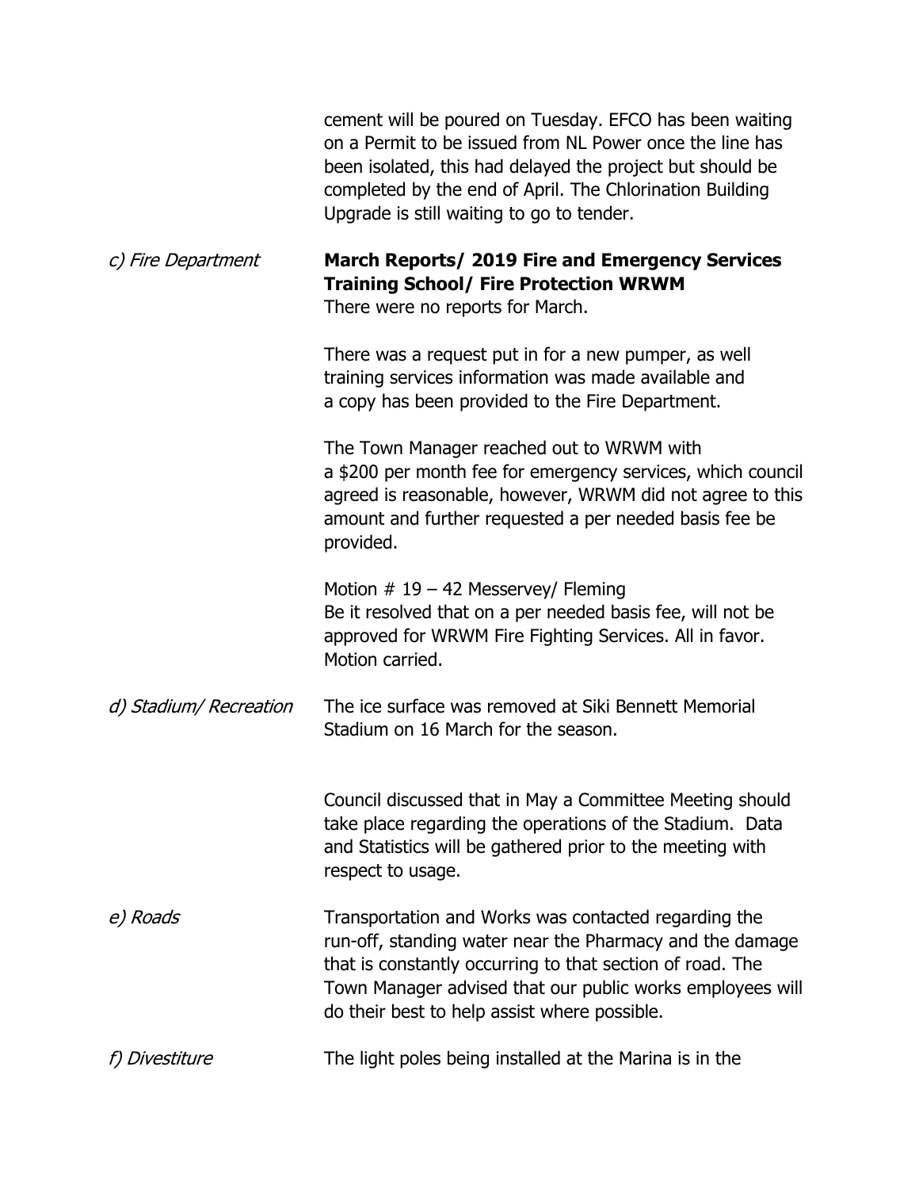cement will be poured on Tuesday. EFCO has been waiting on a Permit to be issued from NL Power once the line has been isolated, this had delayed the project but should be completed by the end of April. The Chlorination Building Upgrade is still waiting to go to tender.

*c) Fire Department*

**March Reports/ 2019 Fire and Emergency Services Training School/ Fire Protection WRWM**

There were no reports for March.

There was a request put in for a new pumper, as well training services information was made available and a copy has been provided to the Fire Department.

The Town Manager reached out to WRWM with a $200 per month fee for emergency services, which council agreed is reasonable, however, WRWM did not agree to this amount and further requested a per needed basis fee be provided.

Motion # 19 – 42 Messervey/ Fleming
Be it resolved that on a per needed basis fee, will not be approved for WRWM Fire Fighting Services. All in favor. Motion carried.

*d) Stadium/ Recreation*

The ice surface was removed at Siki Bennett Memorial Stadium on 16 March for the season.

Council discussed that in May a Committee Meeting should take place regarding the operations of the Stadium. Data and Statistics will be gathered prior to the meeting with respect to usage.

*e) Roads*

Transportation and Works was contacted regarding the run-off, standing water near the Pharmacy and the damage that is constantly occurring to that section of road. The Town Manager advised that our public works employees will do their best to help assist where possible.

*f) Divestiture*

The light poles being installed at the Marina is in the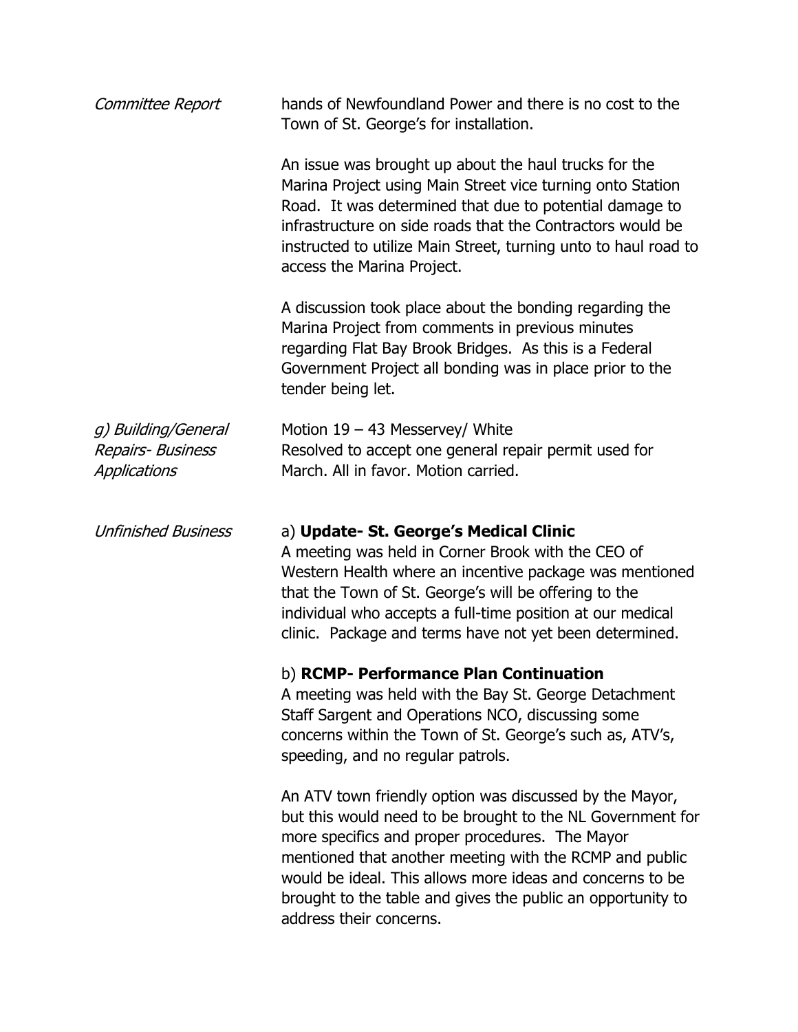*Committee Report*

hands of Newfoundland Power and there is no cost to the Town of St. George's for installation.

An issue was brought up about the haul trucks for the Marina Project using Main Street vice turning onto Station Road. It was determined that due to potential damage to infrastructure on side roads that the Contractors would be instructed to utilize Main Street, turning unto to haul road to access the Marina Project.

A discussion took place about the bonding regarding the Marina Project from comments in previous minutes regarding Flat Bay Brook Bridges. As this is a Federal Government Project all bonding was in place prior to the tender being let.

*g) Building/General Repairs- Business Applications*

Motion 19 – 43 Messervey/ White
Resolved to accept one general repair permit used for March. All in favor. Motion carried.

*Unfinished Business*

a) **Update- St. George's Medical Clinic**
A meeting was held in Corner Brook with the CEO of Western Health where an incentive package was mentioned that the Town of St. George's will be offering to the individual who accepts a full-time position at our medical clinic. Package and terms have not yet been determined.

b) **RCMP- Performance Plan Continuation**
A meeting was held with the Bay St. George Detachment Staff Sargent and Operations NCO, discussing some concerns within the Town of St. George's such as, ATV's, speeding, and no regular patrols.

An ATV town friendly option was discussed by the Mayor, but this would need to be brought to the NL Government for more specifics and proper procedures. The Mayor mentioned that another meeting with the RCMP and public would be ideal. This allows more ideas and concerns to be brought to the table and gives the public an opportunity to address their concerns.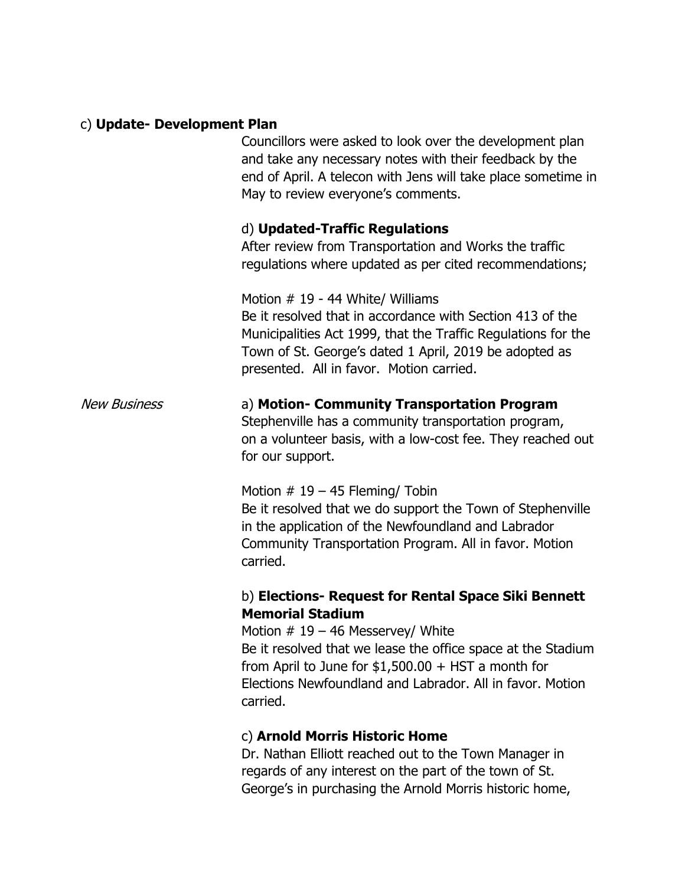c) **Update- Development Plan**

Councillors were asked to look over the development plan and take any necessary notes with their feedback by the end of April. A telecon with Jens will take place sometime in May to review everyone's comments.

d) **Updated-Traffic Regulations**

After review from Transportation and Works the traffic regulations where updated as per cited recommendations;

Motion # 19 - 44 White/ Williams
Be it resolved that in accordance with Section 413 of the Municipalities Act 1999, that the Traffic Regulations for the Town of St. George's dated 1 April, 2019 be adopted as presented. All in favor. Motion carried.

*New Business*

a) **Motion- Community Transportation Program**

Stephenville has a community transportation program, on a volunteer basis, with a low-cost fee. They reached out for our support.

Motion # 19 – 45 Fleming/ Tobin
Be it resolved that we do support the Town of Stephenville in the application of the Newfoundland and Labrador Community Transportation Program. All in favor. Motion carried.

b) **Elections- Request for Rental Space Siki Bennett Memorial Stadium**

Motion # 19 – 46 Messervey/ White
Be it resolved that we lease the office space at the Stadium from April to June for $1,500.00 + HST a month for Elections Newfoundland and Labrador. All in favor. Motion carried.

c) **Arnold Morris Historic Home**

Dr. Nathan Elliott reached out to the Town Manager in regards of any interest on the part of the town of St. George's in purchasing the Arnold Morris historic home,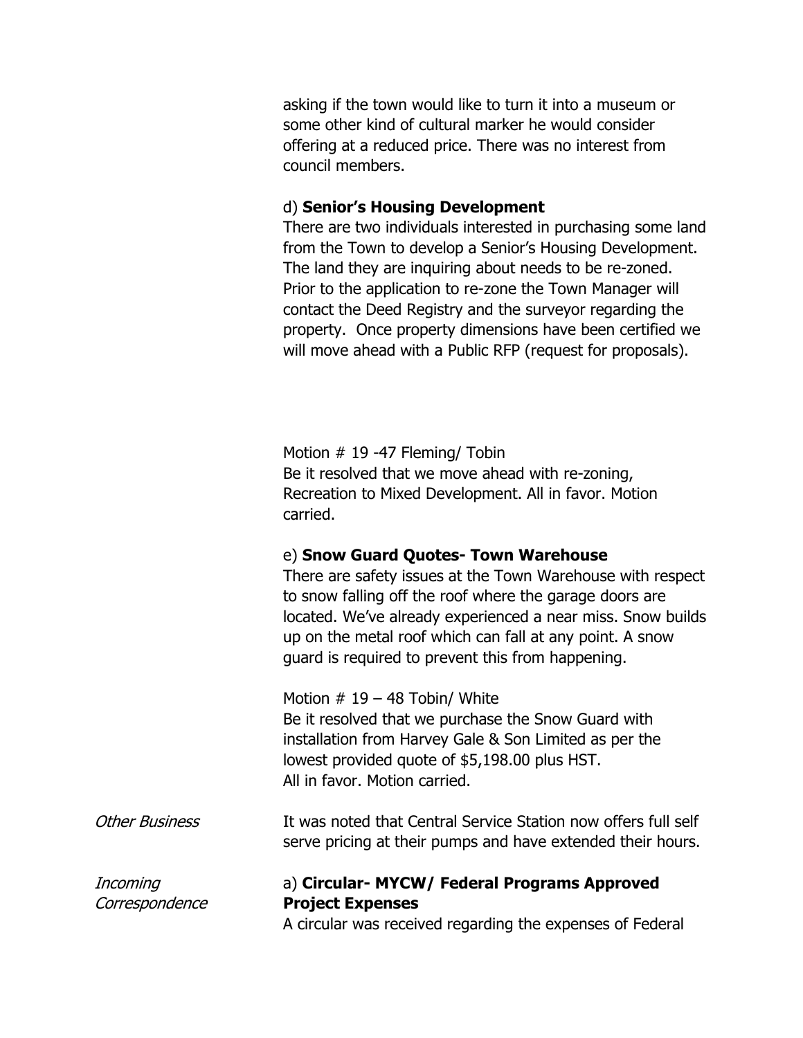asking if the town would like to turn it into a museum or some other kind of cultural marker he would consider offering at a reduced price. There was no interest from council members.

d) **Senior's Housing Development**
There are two individuals interested in purchasing some land from the Town to develop a Senior's Housing Development. The land they are inquiring about needs to be re-zoned. Prior to the application to re-zone the Town Manager will contact the Deed Registry and the surveyor regarding the property. Once property dimensions have been certified we will move ahead with a Public RFP (request for proposals).

Motion # 19 -47 Fleming/ Tobin
Be it resolved that we move ahead with re-zoning, Recreation to Mixed Development. All in favor. Motion carried.

e) **Snow Guard Quotes- Town Warehouse**
There are safety issues at the Town Warehouse with respect to snow falling off the roof where the garage doors are located. We've already experienced a near miss. Snow builds up on the metal roof which can fall at any point. A snow guard is required to prevent this from happening.

Motion # 19 – 48 Tobin/ White
Be it resolved that we purchase the Snow Guard with installation from Harvey Gale & Son Limited as per the lowest provided quote of $5,198.00 plus HST.
All in favor. Motion carried.

*Other Business*

It was noted that Central Service Station now offers full self serve pricing at their pumps and have extended their hours.

*Incoming Correspondence*

a) **Circular- MYCW/ Federal Programs Approved Project Expenses**
A circular was received regarding the expenses of Federal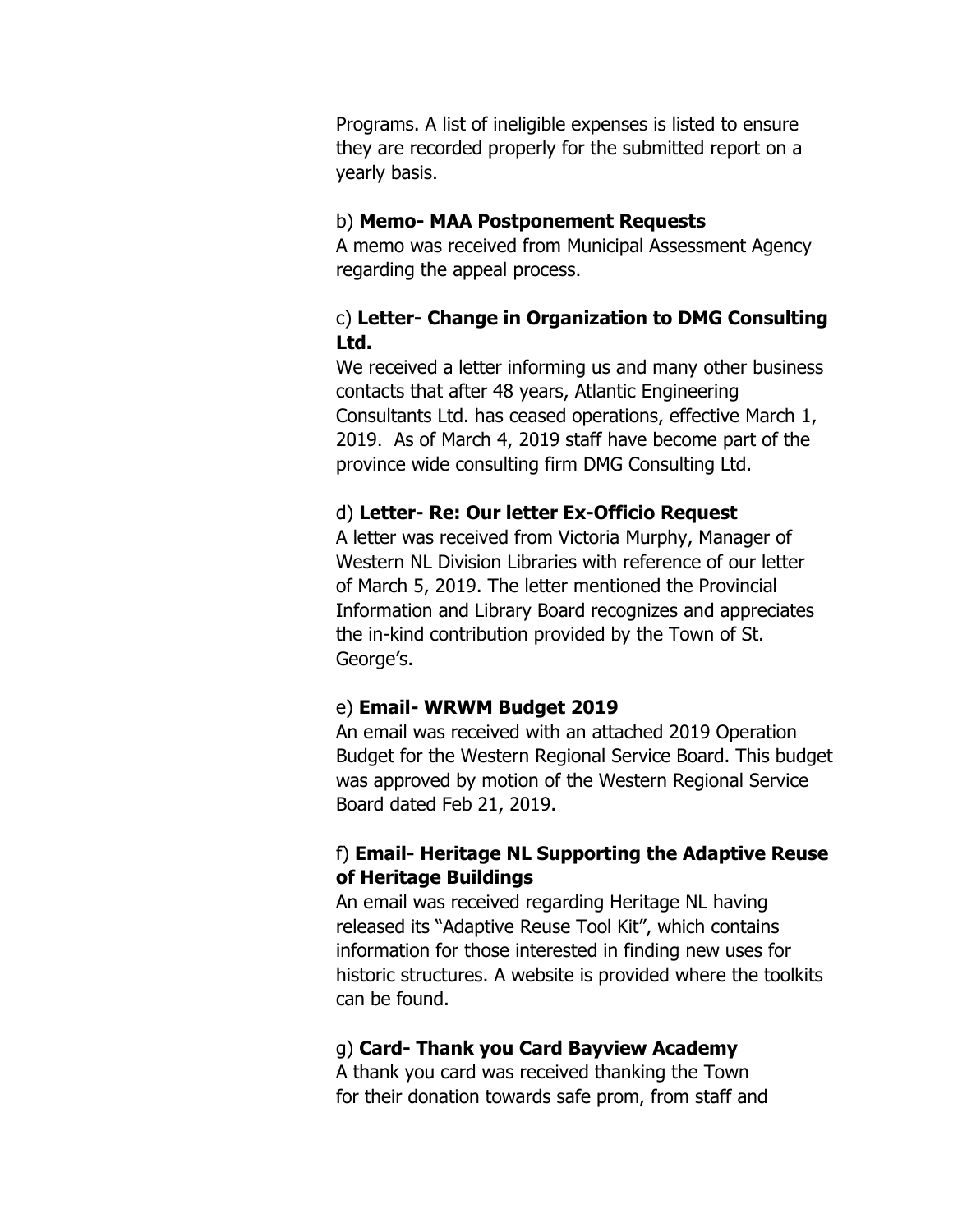Programs. A list of ineligible expenses is listed to ensure they are recorded properly for the submitted report on a yearly basis.

b) **Memo- MAA Postponement Requests**
A memo was received from Municipal Assessment Agency regarding the appeal process.

c) **Letter- Change in Organization to DMG Consulting Ltd.**
We received a letter informing us and many other business contacts that after 48 years, Atlantic Engineering Consultants Ltd. has ceased operations, effective March 1, 2019. As of March 4, 2019 staff have become part of the province wide consulting firm DMG Consulting Ltd.

d) **Letter- Re: Our letter Ex-Officio Request**
A letter was received from Victoria Murphy, Manager of Western NL Division Libraries with reference of our letter of March 5, 2019. The letter mentioned the Provincial Information and Library Board recognizes and appreciates the in-kind contribution provided by the Town of St. George's.

e) **Email- WRWM Budget 2019**
An email was received with an attached 2019 Operation Budget for the Western Regional Service Board. This budget was approved by motion of the Western Regional Service Board dated Feb 21, 2019.

f) **Email- Heritage NL Supporting the Adaptive Reuse of Heritage Buildings**
An email was received regarding Heritage NL having released its "Adaptive Reuse Tool Kit", which contains information for those interested in finding new uses for historic structures. A website is provided where the toolkits can be found.

g) **Card- Thank you Card Bayview Academy**
A thank you card was received thanking the Town for their donation towards safe prom, from staff and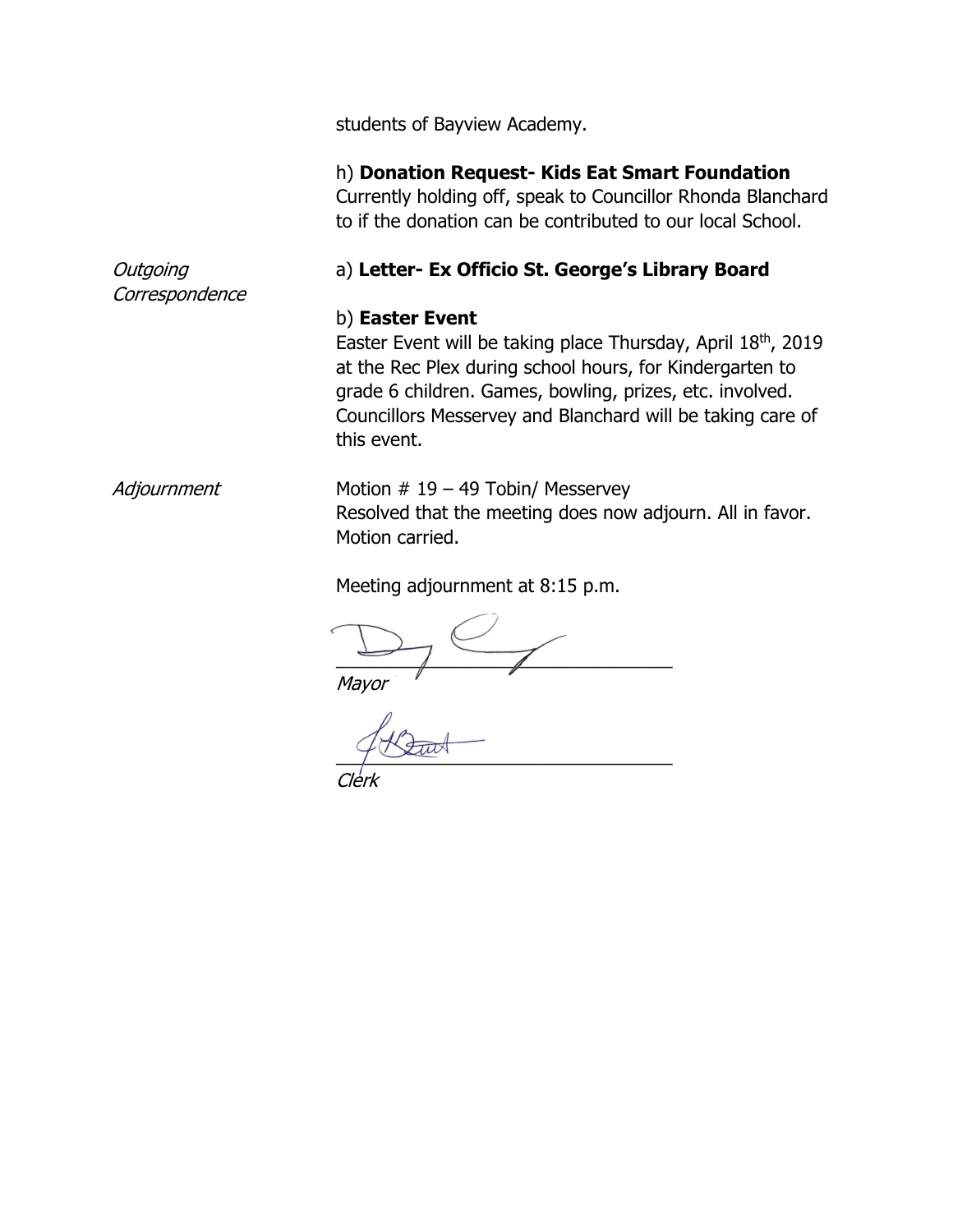students of Bayview Academy.

h) **Donation Request- Kids Eat Smart Foundation**
Currently holding off, speak to Councillor Rhonda Blanchard to if the donation can be contributed to our local School.

*Outgoing Correspondence*

a) **Letter- Ex Officio St. George's Library Board**

b) **Easter Event**
Easter Event will be taking place Thursday, April 18th, 2019 at the Rec Plex during school hours, for Kindergarten to grade 6 children. Games, bowling, prizes, etc. involved. Councillors Messervey and Blanchard will be taking care of this event.

*Adjournment*

Motion # 19 – 49 Tobin/ Messervey
Resolved that the meeting does now adjourn. All in favor. Motion carried.

Meeting adjournment at 8:15 p.m.

_______________________________
*Mayor*

_______________________________
*Clerk*